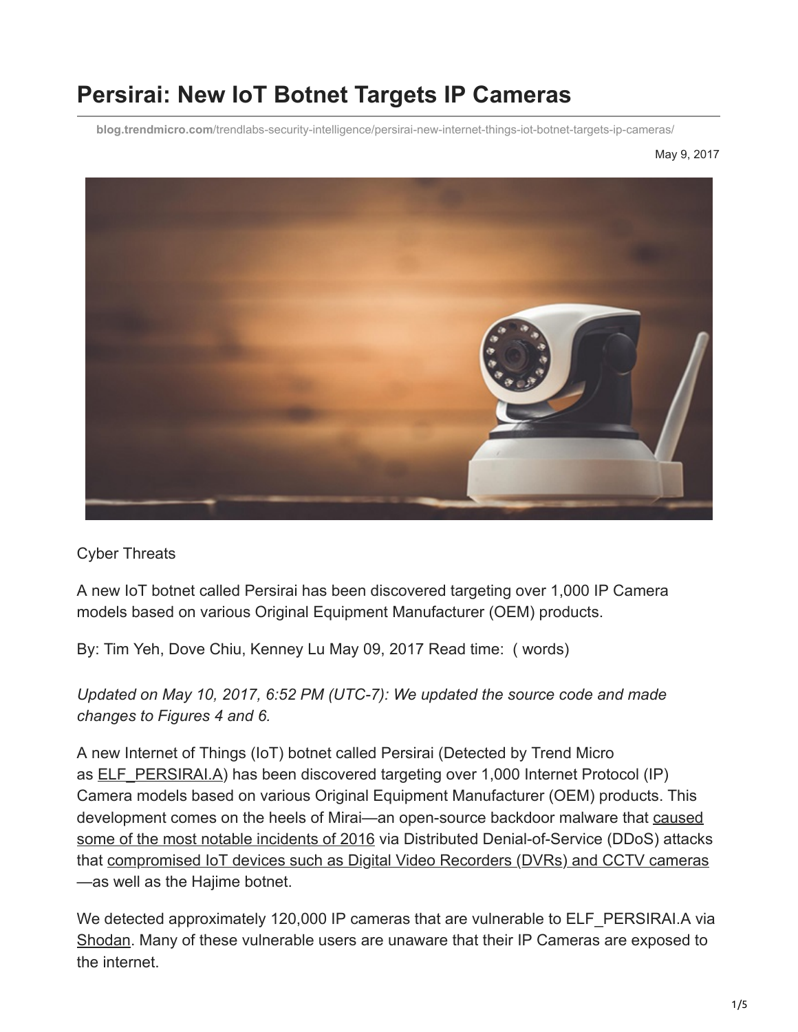# Persirai: New IoT Botnet Targets IP Cameras

blog.trendmicro.com/trendlabs-security-intelligence/persirai-new-internet-things-iot-botnet-targets-ip-cameras/

May 9, 2017

Cyber Threats

A new IoT botnet called Persirai has been discovered targeting over 1,000 IP Camera models based on various Original Equipment Manufacturer (OEM) products.

By: Tim Yeh, Dove Chiu, Kenney Lu May 09, 2017 Read time: ( words)

*Updated on May 10, 2017, 6:52 PM (UTC-7): We updated the source code and made changes to Figures 4 and 6.*

A new Internet of Things (IoT) botnet called Persirai (Detected by Trend Micro as ELF_PERSIRAI.A) has been discovered targeting over 1,000 Internet Protocol (IP) Camera models based on various Original Equipment Manufacturer (OEM) products. This development comes on the heels of Mirai—an open-source backdoor malware that caused some of the most notable incidents of 2016 via Distributed Denial-of-Service (DDoS) attacks that compromised IoT devices such as Digital Video Recorders (DVRs) and CCTV cameras —as well as the Hajime botnet.

We detected approximately 120,000 IP cameras that are vulnerable to ELF_PERSIRAI.A via Shodan. Many of these vulnerable users are unaware that their IP Cameras are exposed to the internet.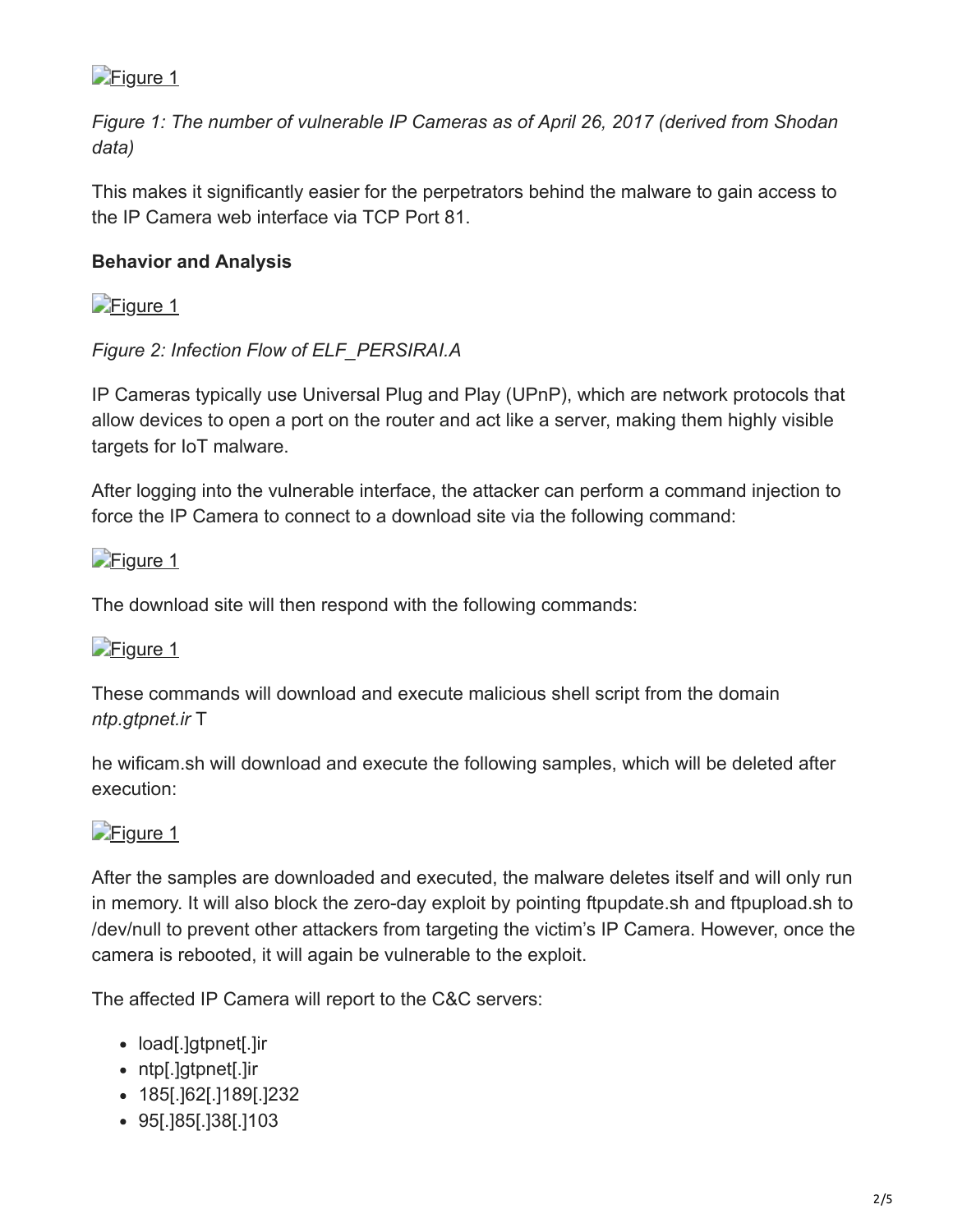[Figure 1]

*Figure 1: The number of vulnerable IP Cameras as of April 26, 2017 (derived from Shodan data)*

This makes it significantly easier for the perpetrators behind the malware to gain access to the IP Camera web interface via TCP Port 81.

**Behavior and Analysis**

[Figure 1]

*Figure 2: Infection Flow of ELF_PERSIRAI.A*

IP Cameras typically use Universal Plug and Play (UPnP), which are network protocols that allow devices to open a port on the router and act like a server, making them highly visible targets for IoT malware.

After logging into the vulnerable interface, the attacker can perform a command injection to force the IP Camera to connect to a download site via the following command:

[Figure 1]

The download site will then respond with the following commands:

[Figure 1]

These commands will download and execute malicious shell script from the domain *ntp.gtpnet.ir* T

he wificam.sh will download and execute the following samples, which will be deleted after execution:

[Figure 1]

After the samples are downloaded and executed, the malware deletes itself and will only run in memory. It will also block the zero-day exploit by pointing ftpupdate.sh and ftpupload.sh to /dev/null to prevent other attackers from targeting the victim's IP Camera. However, once the camera is rebooted, it will again be vulnerable to the exploit.

The affected IP Camera will report to the C&C servers:

- load[.]gtpnet[.]ir
- ntp[.]gtpnet[.]ir
- 185[.]62[.]189[.]232
- 95[.]85[.]38[.]103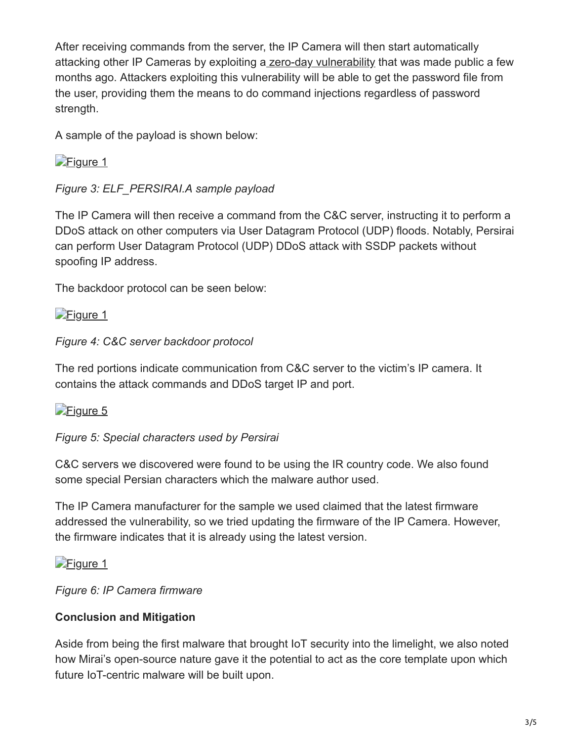After receiving commands from the server, the IP Camera will then start automatically attacking other IP Cameras by exploiting a [zero-day vulnerability](#) that was made public a few months ago. Attackers exploiting this vulnerability will be able to get the password file from the user, providing them the means to do command injections regardless of password strength.

A sample of the payload is shown below:

[Figure 1](#)

*Figure 3: ELF_PERSIRAI.A sample payload*

The IP Camera will then receive a command from the C&C server, instructing it to perform a DDoS attack on other computers via User Datagram Protocol (UDP) floods. Notably, Persirai can perform User Datagram Protocol (UDP) DDoS attack with SSDP packets without spoofing IP address.

The backdoor protocol can be seen below:

[Figure 1](#)

*Figure 4: C&C server backdoor protocol*

The red portions indicate communication from C&C server to the victim's IP camera. It contains the attack commands and DDoS target IP and port.

[Figure 5](#)

*Figure 5: Special characters used by Persirai*

C&C servers we discovered were found to be using the IR country code. We also found some special Persian characters which the malware author used.

The IP Camera manufacturer for the sample we used claimed that the latest firmware addressed the vulnerability, so we tried updating the firmware of the IP Camera. However, the firmware indicates that it is already using the latest version.

[Figure 1](#)

*Figure 6: IP Camera firmware*

**Conclusion and Mitigation**

Aside from being the first malware that brought IoT security into the limelight, we also noted how Mirai's open-source nature gave it the potential to act as the core template upon which future IoT-centric malware will be built upon.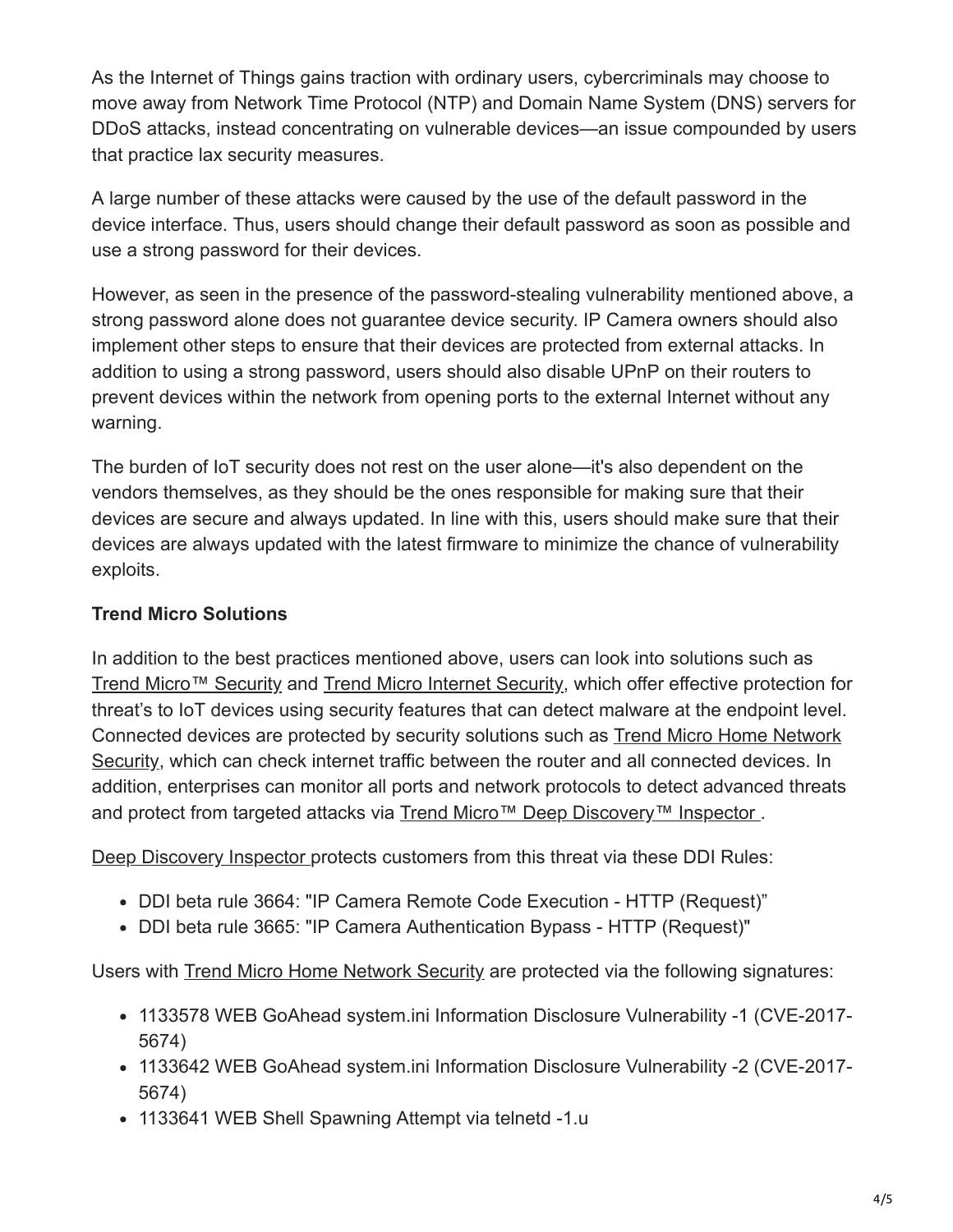As the Internet of Things gains traction with ordinary users, cybercriminals may choose to move away from Network Time Protocol (NTP) and Domain Name System (DNS) servers for DDoS attacks, instead concentrating on vulnerable devices—an issue compounded by users that practice lax security measures.

A large number of these attacks were caused by the use of the default password in the device interface. Thus, users should change their default password as soon as possible and use a strong password for their devices.

However, as seen in the presence of the password-stealing vulnerability mentioned above, a strong password alone does not guarantee device security. IP Camera owners should also implement other steps to ensure that their devices are protected from external attacks. In addition to using a strong password, users should also disable UPnP on their routers to prevent devices within the network from opening ports to the external Internet without any warning.

The burden of IoT security does not rest on the user alone—it's also dependent on the vendors themselves, as they should be the ones responsible for making sure that their devices are secure and always updated. In line with this, users should make sure that their devices are always updated with the latest firmware to minimize the chance of vulnerability exploits.

**Trend Micro Solutions**

In addition to the best practices mentioned above, users can look into solutions such as Trend Micro™ Security and Trend Micro Internet Security, which offer effective protection for threat's to IoT devices using security features that can detect malware at the endpoint level. Connected devices are protected by security solutions such as Trend Micro Home Network Security, which can check internet traffic between the router and all connected devices. In addition, enterprises can monitor all ports and network protocols to detect advanced threats and protect from targeted attacks via Trend Micro™ Deep Discovery™ Inspector .

Deep Discovery Inspector protects customers from this threat via these DDI Rules:

- DDI beta rule 3664: "IP Camera Remote Code Execution - HTTP (Request)"
- DDI beta rule 3665: "IP Camera Authentication Bypass - HTTP (Request)"

Users with Trend Micro Home Network Security are protected via the following signatures:

- 1133578 WEB GoAhead system.ini Information Disclosure Vulnerability -1 (CVE-2017-5674)
- 1133642 WEB GoAhead system.ini Information Disclosure Vulnerability -2 (CVE-2017-5674)
- 1133641 WEB Shell Spawning Attempt via telnetd -1.u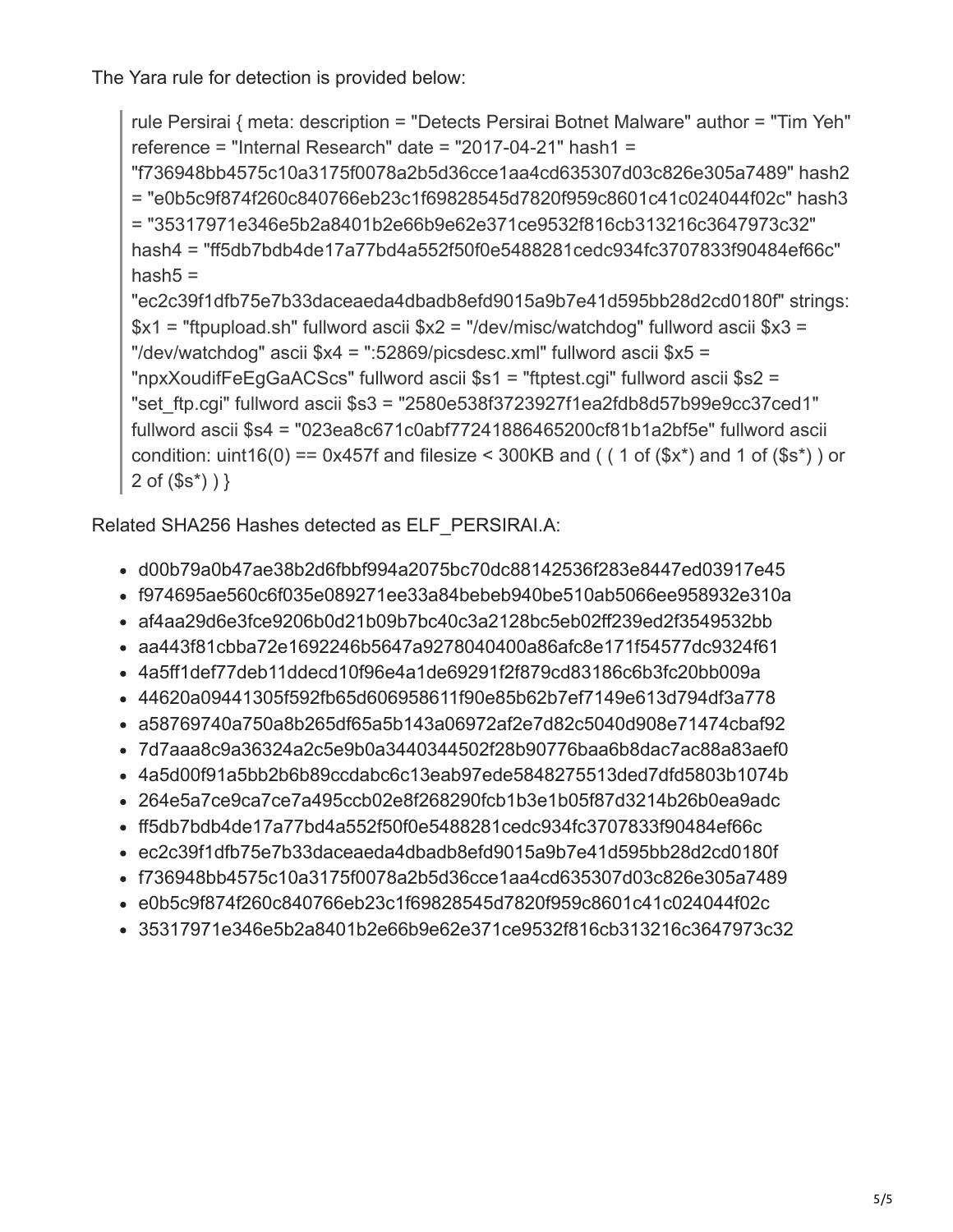The Yara rule for detection is provided below:

> rule Persirai { meta: description = "Detects Persirai Botnet Malware" author = "Tim Yeh" reference = "Internal Research" date = "2017-04-21" hash1 = "f736948bb4575c10a3175f0078a2b5d36cce1aa4cd635307d03c826e305a7489" hash2 = "e0b5c9f874f260c840766eb23c1f69828545d7820f959c8601c41c024044f02c" hash3 = "35317971e346e5b2a8401b2e66b9e62e371ce9532f816cb313216c3647973c32" hash4 = "ff5db7bdb4de17a77bd4a552f50f0e5488281cedc934fc3707833f90484ef66c" hash5 = "ec2c39f1dfb75e7b33daceaeda4dbadb8efd9015a9b7e41d595bb28d2cd0180f" strings: $x1 = "ftpupload.sh" fullword ascii $x2 = "/dev/misc/watchdog" fullword ascii $x3 = "/dev/watchdog" ascii $x4 = ":52869/picsdesc.xml" fullword ascii $x5 = "npxXoudifFeEgGaACScs" fullword ascii $s1 = "ftptest.cgi" fullword ascii $s2 = "set_ftp.cgi" fullword ascii $s3 = "2580e538f3723927f1ea2fdb8d57b99e9cc37ced1" fullword ascii $s4 = "023ea8c671c0abf77241886465200cf81b1a2bf5e" fullword ascii condition: uint16(0) == 0x457f and filesize < 300KB and ( ( 1 of ($x*) and 1 of ($s*) ) or 2 of ($s*) ) }

Related SHA256 Hashes detected as ELF_PERSIRAI.A:

- d00b79a0b47ae38b2d6fbbf994a2075bc70dc88142536f283e8447ed03917e45
- f974695ae560c6f035e089271ee33a84bebeb940be510ab5066ee958932e310a
- af4aa29d6e3fce9206b0d21b09b7bc40c3a2128bc5eb02ff239ed2f3549532bb
- aa443f81cbba72e1692246b5647a9278040400a86afc8e171f54577dc9324f61
- 4a5ff1def77deb11ddecd10f96e4a1de69291f2f879cd83186c6b3fc20bb009a
- 44620a09441305f592fb65d606958611f90e85b62b7ef7149e613d794df3a778
- a58769740a750a8b265df65a5b143a06972af2e7d82c5040d908e71474cbaf92
- 7d7aaa8c9a36324a2c5e9b0a3440344502f28b90776baa6b8dac7ac88a83aef0
- 4a5d00f91a5bb2b6b89ccdabc6c13eab97ede5848275513ded7dfd5803b1074b
- 264e5a7ce9ca7ce7a495ccb02e8f268290fcb1b3e1b05f87d3214b26b0ea9adc
- ff5db7bdb4de17a77bd4a552f50f0e5488281cedc934fc3707833f90484ef66c
- ec2c39f1dfb75e7b33daceaeda4dbadb8efd9015a9b7e41d595bb28d2cd0180f
- f736948bb4575c10a3175f0078a2b5d36cce1aa4cd635307d03c826e305a7489
- e0b5c9f874f260c840766eb23c1f69828545d7820f959c8601c41c024044f02c
- 35317971e346e5b2a8401b2e66b9e62e371ce9532f816cb313216c3647973c32